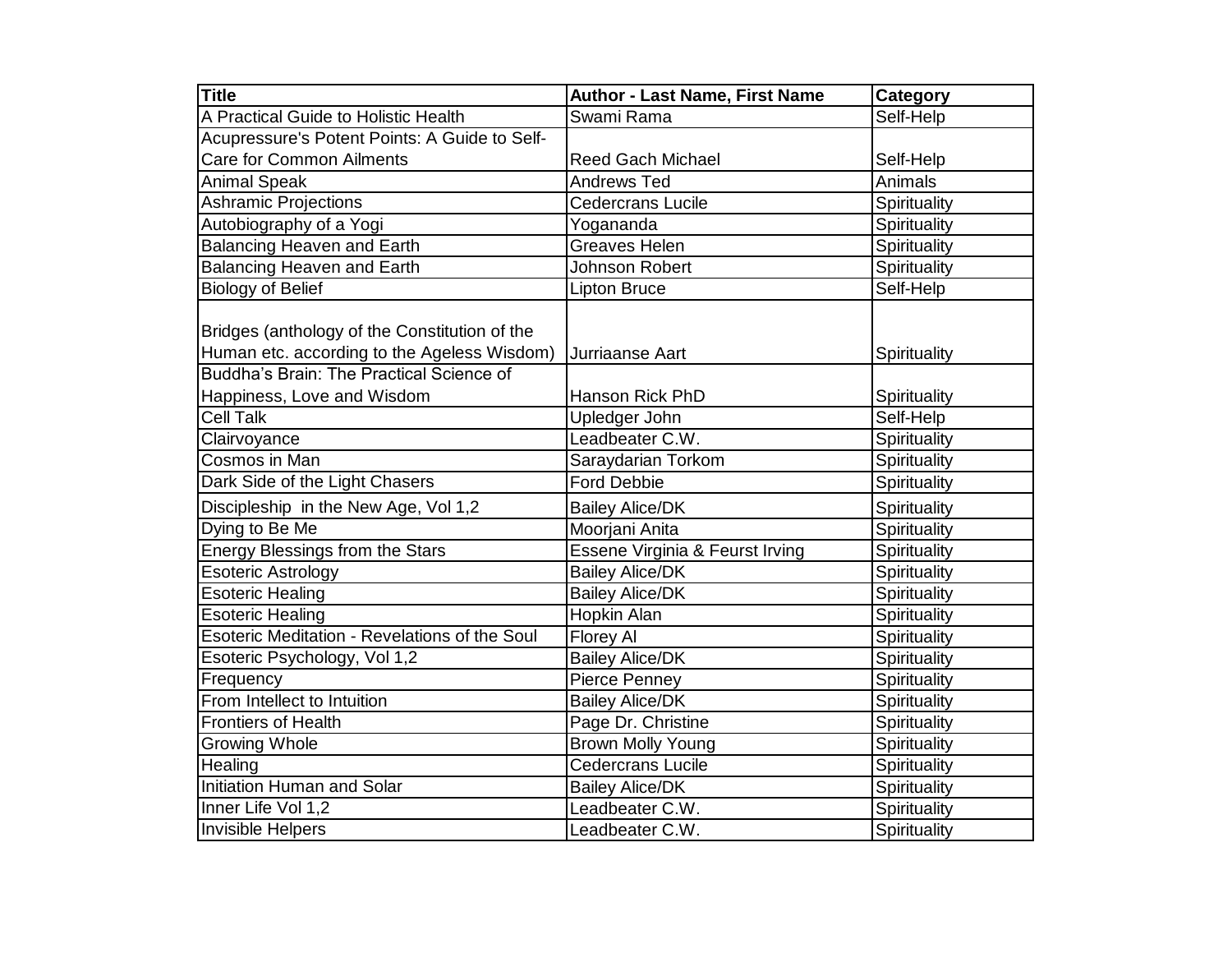| Title | Author - Last Name, First Name | Category |
|---|---|---|
| A Practical Guide to Holistic Health | Swami Rama | Self-Help |
| Acupressure's Potent Points: A Guide to Self-Care for Common Ailments | Reed Gach Michael | Self-Help |
| Animal Speak | Andrews Ted | Animals |
| Ashramic Projections | Cedercrans Lucile | Spirituality |
| Autobiography of a Yogi | Yogananda | Spirituality |
| Balancing Heaven and Earth | Greaves Helen | Spirituality |
| Balancing Heaven and Earth | Johnson Robert | Spirituality |
| Biology of Belief | Lipton Bruce | Self-Help |
| Bridges (anthology of the Constitution of the Human etc. according to the Ageless Wisdom) | Jurriaanse Aart | Spirituality |
| Buddha's Brain: The Practical Science of Happiness, Love and Wisdom | Hanson Rick PhD | Spirituality |
| Cell Talk | Upledger John | Self-Help |
| Clairvoyance | Leadbeater C.W. | Spirituality |
| Cosmos in Man | Saraydarian Torkom | Spirituality |
| Dark Side of the Light Chasers | Ford Debbie | Spirituality |
| Discipleship in the New Age, Vol 1,2 | Bailey Alice/DK | Spirituality |
| Dying to Be Me | Moorjani Anita | Spirituality |
| Energy Blessings from the Stars | Essene Virginia & Feurst Irving | Spirituality |
| Esoteric Astrology | Bailey Alice/DK | Spirituality |
| Esoteric Healing | Bailey Alice/DK | Spirituality |
| Esoteric Healing | Hopkin Alan | Spirituality |
| Esoteric Meditation - Revelations of the Soul | Florey Al | Spirituality |
| Esoteric Psychology, Vol 1,2 | Bailey Alice/DK | Spirituality |
| Frequency | Pierce Penney | Spirituality |
| From Intellect to Intuition | Bailey Alice/DK | Spirituality |
| Frontiers of Health | Page Dr. Christine | Spirituality |
| Growing Whole | Brown Molly Young | Spirituality |
| Healing | Cedercrans Lucile | Spirituality |
| Initiation Human and Solar | Bailey Alice/DK | Spirituality |
| Inner Life Vol 1,2 | Leadbeater C.W. | Spirituality |
| Invisible Helpers | Leadbeater C.W. | Spirituality |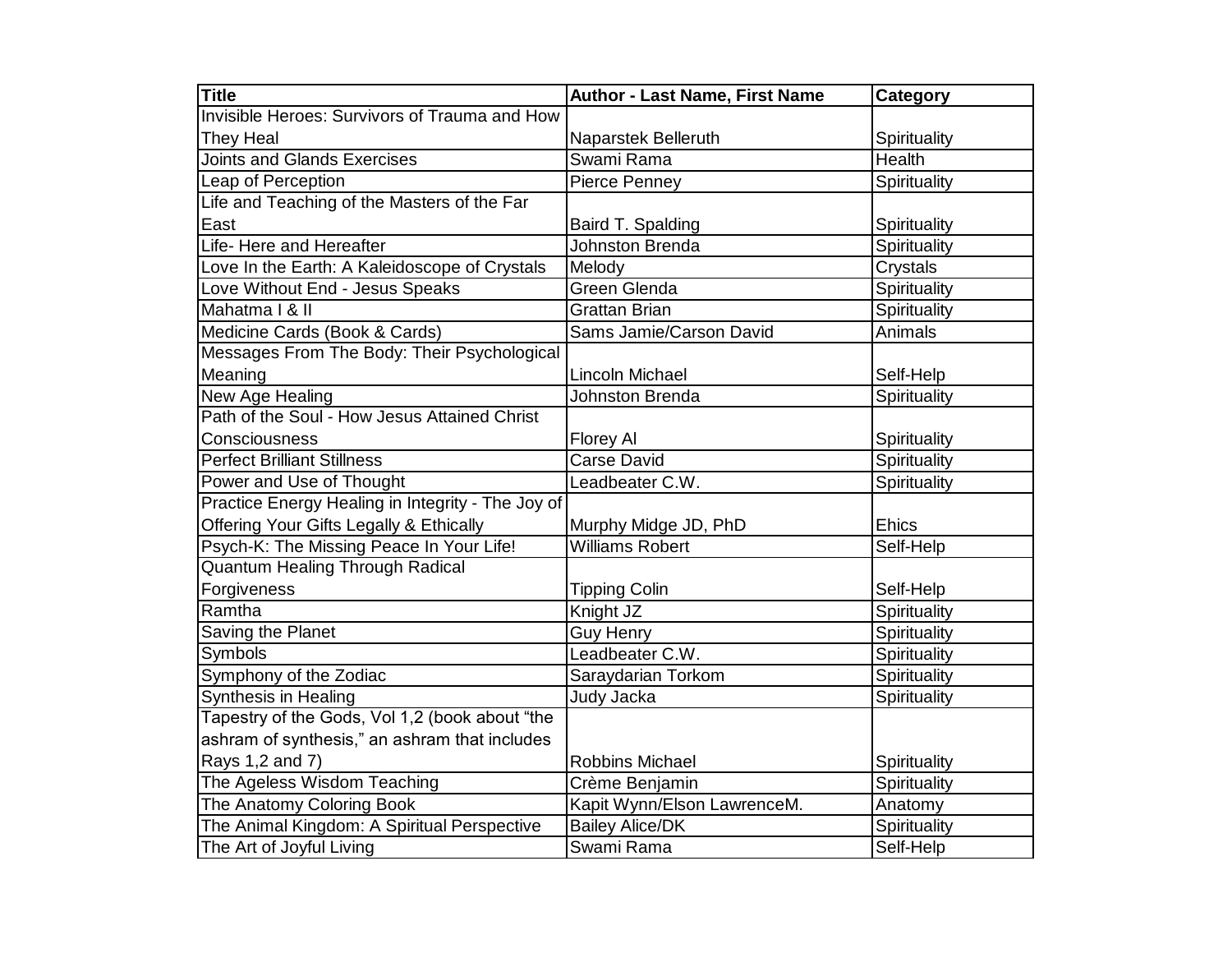| Title | Author - Last Name, First Name | Category |
|---|---|---|
| Invisible Heroes: Survivors of Trauma and How They Heal | Naparstek Belleruth | Spirituality |
| Joints and Glands Exercises | Swami Rama | Health |
| Leap of Perception | Pierce Penney | Spirituality |
| Life and Teaching of the Masters of the Far East | Baird T. Spalding | Spirituality |
| Life- Here and Hereafter | Johnston Brenda | Spirituality |
| Love In the Earth: A Kaleidoscope of Crystals | Melody | Crystals |
| Love Without End - Jesus Speaks | Green Glenda | Spirituality |
| Mahatma I & II | Grattan Brian | Spirituality |
| Medicine Cards (Book & Cards) | Sams Jamie/Carson David | Animals |
| Messages From The Body: Their Psychological Meaning | Lincoln Michael | Self-Help |
| New Age Healing | Johnston Brenda | Spirituality |
| Path of the Soul - How Jesus Attained Christ Consciousness | Florey Al | Spirituality |
| Perfect Brilliant Stillness | Carse David | Spirituality |
| Power and Use of Thought | Leadbeater C.W. | Spirituality |
| Practice Energy Healing in Integrity - The Joy of Offering Your Gifts Legally & Ethically | Murphy Midge JD, PhD | Ehics |
| Psych-K: The Missing Peace In Your Life! | Williams Robert | Self-Help |
| Quantum Healing Through Radical Forgiveness | Tipping Colin | Self-Help |
| Ramtha | Knight JZ | Spirituality |
| Saving the Planet | Guy Henry | Spirituality |
| Symbols | Leadbeater C.W. | Spirituality |
| Symphony of the Zodiac | Saraydarian Torkom | Spirituality |
| Synthesis in Healing | Judy Jacka | Spirituality |
| Tapestry of the Gods, Vol 1,2 (book about "the ashram of synthesis," an ashram that includes Rays 1,2 and 7) | Robbins Michael | Spirituality |
| The Ageless Wisdom Teaching | Crème Benjamin | Spirituality |
| The Anatomy Coloring Book | Kapit Wynn/Elson LawrenceM. | Anatomy |
| The Animal Kingdom: A Spiritual Perspective | Bailey Alice/DK | Spirituality |
| The Art of Joyful Living | Swami Rama | Self-Help |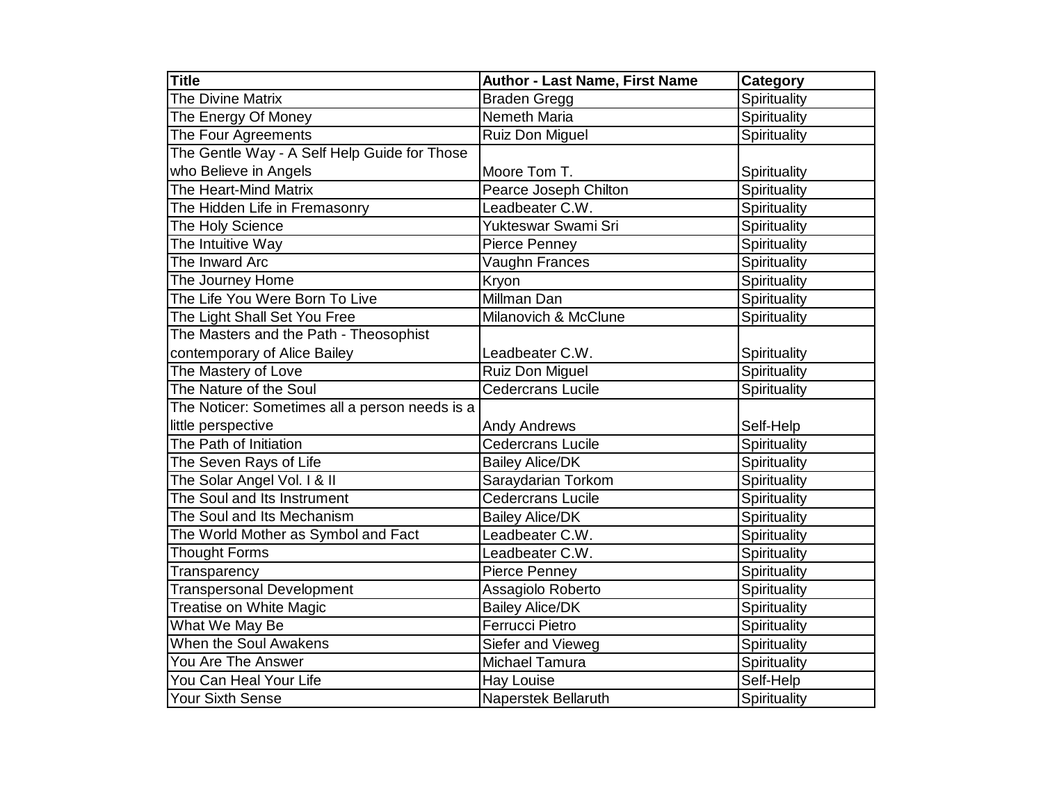| Title | Author - Last Name, First Name | Category |
| --- | --- | --- |
| The Divine Matrix | Braden Gregg | Spirituality |
| The Energy Of Money | Nemeth Maria | Spirituality |
| The Four Agreements | Ruiz Don Miguel | Spirituality |
| The Gentle Way - A Self Help Guide for Those who Believe in Angels | Moore Tom T. | Spirituality |
| The Heart-Mind Matrix | Pearce Joseph Chilton | Spirituality |
| The Hidden Life in Fremasonry | Leadbeater C.W. | Spirituality |
| The Holy Science | Yukteswar Swami Sri | Spirituality |
| The Intuitive Way | Pierce Penney | Spirituality |
| The Inward Arc | Vaughn Frances | Spirituality |
| The Journey Home | Kryon | Spirituality |
| The Life You Were Born To Live | Millman Dan | Spirituality |
| The Light Shall Set You Free | Milanovich & McClune | Spirituality |
| The Masters and the Path - Theosophist contemporary of Alice Bailey | Leadbeater C.W. | Spirituality |
| The Mastery of Love | Ruiz Don Miguel | Spirituality |
| The Nature of the Soul | Cedercrans Lucile | Spirituality |
| The Noticer: Sometimes all a person needs is a little perspective | Andy Andrews | Self-Help |
| The Path of Initiation | Cedercrans Lucile | Spirituality |
| The Seven Rays of Life | Bailey Alice/DK | Spirituality |
| The Solar Angel Vol. I & II | Saraydarian Torkom | Spirituality |
| The Soul and Its Instrument | Cedercrans Lucile | Spirituality |
| The Soul and Its Mechanism | Bailey Alice/DK | Spirituality |
| The World Mother as Symbol and Fact | Leadbeater C.W. | Spirituality |
| Thought Forms | Leadbeater C.W. | Spirituality |
| Transparency | Pierce Penney | Spirituality |
| Transpersonal Development | Assagiolo Roberto | Spirituality |
| Treatise on White Magic | Bailey Alice/DK | Spirituality |
| What We May Be | Ferrucci Pietro | Spirituality |
| When the Soul Awakens | Siefer and Vieweg | Spirituality |
| You Are The Answer | Michael Tamura | Spirituality |
| You Can Heal Your Life | Hay Louise | Self-Help |
| Your Sixth Sense | Naperstek Bellaruth | Spirituality |